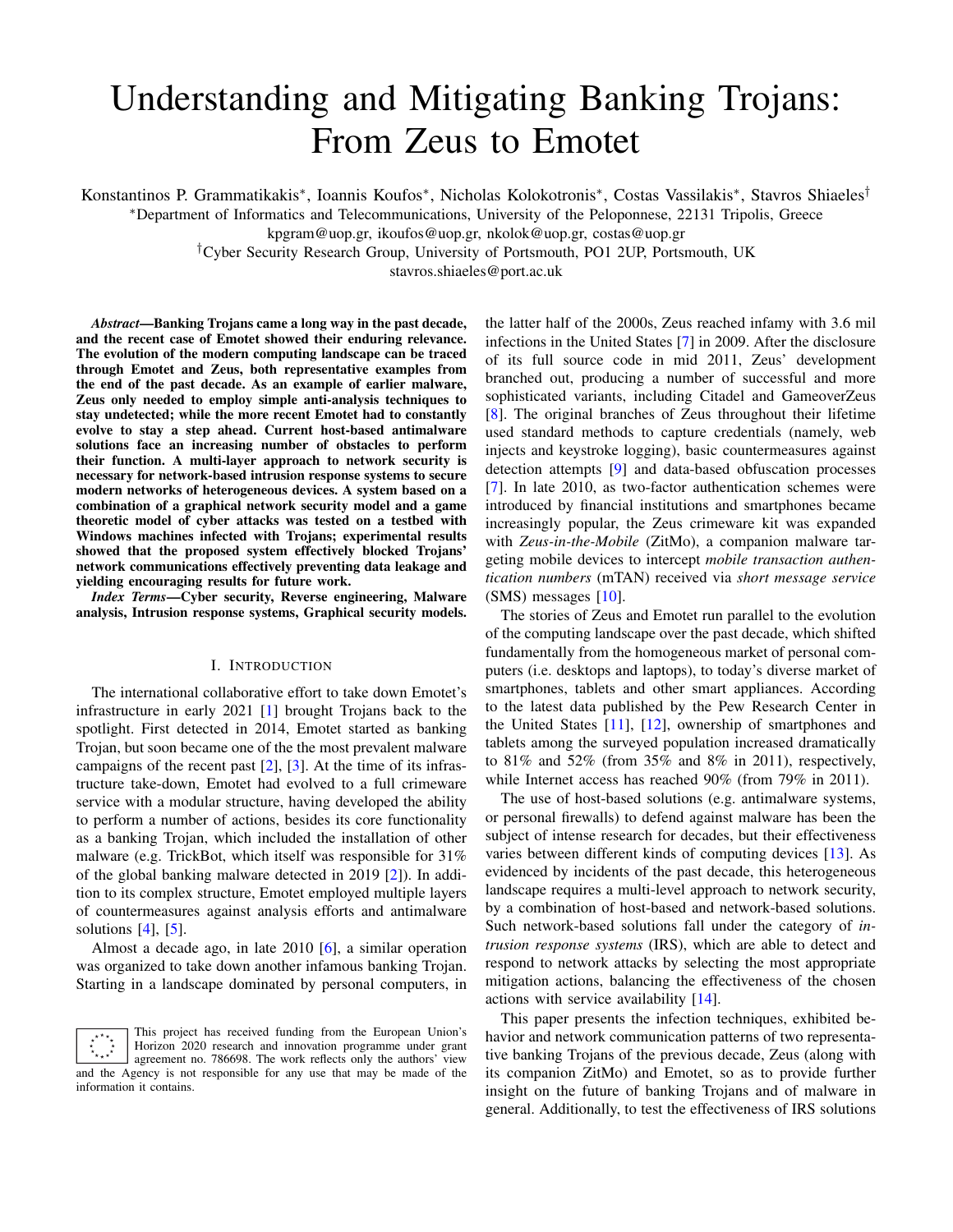# Understanding and Mitigating Banking Trojans: From Zeus to Emotet

Konstantinos P. Grammatikakis*, Ioannis Koufos*, Nicholas Kolokotronis*, Costas Vassilakis*, Stavros Shiaeles†

*Department of Informatics and Telecommunications, University of the Peloponnese, 22131 Tripolis, Greece

kpgram@uop.gr, ikoufos@uop.gr, nkolok@uop.gr, costas@uop.gr

†Cyber Security Research Group, University of Portsmouth, PO1 2UP, Portsmouth, UK

stavros.shiaeles@port.ac.uk

***Abstract*—Banking Trojans came a long way in the past decade, and the recent case of Emotet showed their enduring relevance. The evolution of the modern computing landscape can be traced through Emotet and Zeus, both representative examples from the end of the past decade. As an example of earlier malware, Zeus only needed to employ simple anti-analysis techniques to stay undetected; while the more recent Emotet had to constantly evolve to stay a step ahead. Current host-based antimalware solutions face an increasing number of obstacles to perform their function. A multi-layer approach to network security is necessary for network-based intrusion response systems to secure modern networks of heterogeneous devices. A system based on a combination of a graphical network security model and a game theoretic model of cyber attacks was tested on a testbed with Windows machines infected with Trojans; experimental results showed that the proposed system effectively blocked Trojans' network communications effectively preventing data leakage and yielding encouraging results for future work.**

***Index Terms*—Cyber security, Reverse engineering, Malware analysis, Intrusion response systems, Graphical security models.**

## I. Introduction

The international collaborative effort to take down Emotet's infrastructure in early 2021 [1] brought Trojans back to the spotlight. First detected in 2014, Emotet started as banking Trojan, but soon became one of the the most prevalent malware campaigns of the recent past [2], [3]. At the time of its infrastructure take-down, Emotet had evolved to a full crimeware service with a modular structure, having developed the ability to perform a number of actions, besides its core functionality as a banking Trojan, which included the installation of other malware (e.g. TrickBot, which itself was responsible for 31% of the global banking malware detected in 2019 [2]). In addition to its complex structure, Emotet employed multiple layers of countermeasures against analysis efforts and antimalware solutions [4], [5].

Almost a decade ago, in late 2010 [6], a similar operation was organized to take down another infamous banking Trojan. Starting in a landscape dominated by personal computers, in the latter half of the 2000s, Zeus reached infamy with 3.6 mil infections in the United States [7] in 2009. After the disclosure of its full source code in mid 2011, Zeus' development branched out, producing a number of successful and more sophisticated variants, including Citadel and GameoverZeus [8]. The original branches of Zeus throughout their lifetime used standard methods to capture credentials (namely, web injects and keystroke logging), basic countermeasures against detection attempts [9] and data-based obfuscation processes [7]. In late 2010, as two-factor authentication schemes were introduced by financial institutions and smartphones became increasingly popular, the Zeus crimeware kit was expanded with *Zeus-in-the-Mobile* (ZitMo), a companion malware targeting mobile devices to intercept *mobile transaction authentication numbers* (mTAN) received via *short message service* (SMS) messages [10].

The stories of Zeus and Emotet run parallel to the evolution of the computing landscape over the past decade, which shifted fundamentally from the homogeneous market of personal computers (i.e. desktops and laptops), to today's diverse market of smartphones, tablets and other smart appliances. According to the latest data published by the Pew Research Center in the United States [11], [12], ownership of smartphones and tablets among the surveyed population increased dramatically to 81% and 52% (from 35% and 8% in 2011), respectively, while Internet access has reached 90% (from 79% in 2011).

The use of host-based solutions (e.g. antimalware systems, or personal firewalls) to defend against malware has been the subject of intense research for decades, but their effectiveness varies between different kinds of computing devices [13]. As evidenced by incidents of the past decade, this heterogeneous landscape requires a multi-level approach to network security, by a combination of host-based and network-based solutions. Such network-based solutions fall under the category of *intrusion response systems* (IRS), which are able to detect and respond to network attacks by selecting the most appropriate mitigation actions, balancing the effectiveness of the chosen actions with service availability [14].

This paper presents the infection techniques, exhibited behavior and network communication patterns of two representative banking Trojans of the previous decade, Zeus (along with its companion ZitMo) and Emotet, so as to provide further insight on the future of banking Trojans and of malware in general. Additionally, to test the effectiveness of IRS solutions

This project has received funding from the European Union's Horizon 2020 research and innovation programme under grant agreement no. 786698. The work reflects only the authors' view and the Agency is not responsible for any use that may be made of the information it contains.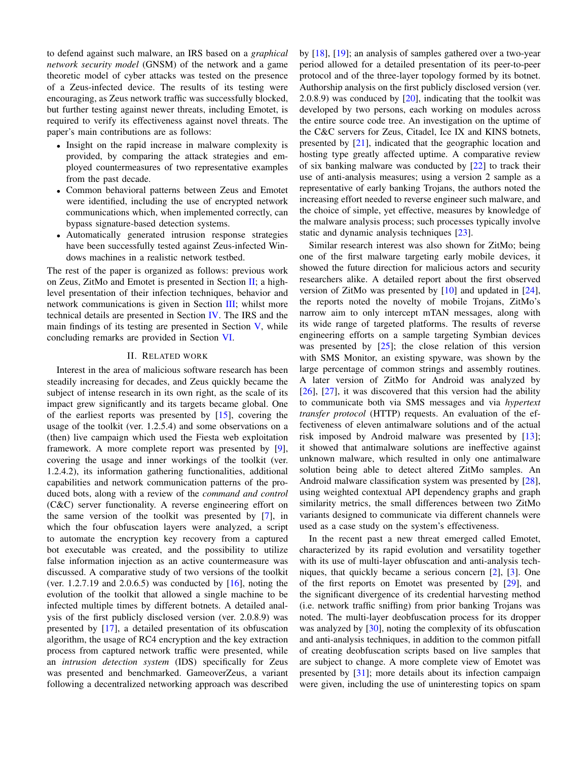to defend against such malware, an IRS based on a *graphical network security model* (GNSM) of the network and a game theoretic model of cyber attacks was tested on the presence of a Zeus-infected device. The results of its testing were encouraging, as Zeus network traffic was successfully blocked, but further testing against newer threats, including Emotet, is required to verify its effectiveness against novel threats. The paper's main contributions are as follows:

- Insight on the rapid increase in malware complexity is provided, by comparing the attack strategies and employed countermeasures of two representative examples from the past decade.
- Common behavioral patterns between Zeus and Emotet were identified, including the use of encrypted network communications which, when implemented correctly, can bypass signature-based detection systems.
- Automatically generated intrusion response strategies have been successfully tested against Zeus-infected Windows machines in a realistic network testbed.

The rest of the paper is organized as follows: previous work on Zeus, ZitMo and Emotet is presented in Section II; a high-level presentation of their infection techniques, behavior and network communications is given in Section III; whilst more technical details are presented in Section IV. The IRS and the main findings of its testing are presented in Section V, while concluding remarks are provided in Section VI.

## II. Related work

Interest in the area of malicious software research has been steadily increasing for decades, and Zeus quickly became the subject of intense research in its own right, as the scale of its impact grew significantly and its targets became global. One of the earliest reports was presented by [15], covering the usage of the toolkit (ver. 1.2.5.4) and some observations on a (then) live campaign which used the Fiesta web exploitation framework. A more complete report was presented by [9], covering the usage and inner workings of the toolkit (ver. 1.2.4.2), its information gathering functionalities, additional capabilities and network communication patterns of the produced bots, along with a review of the *command and control* (C&C) server functionality. A reverse engineering effort on the same version of the toolkit was presented by [7], in which the four obfuscation layers were analyzed, a script to automate the encryption key recovery from a captured bot executable was created, and the possibility to utilize false information injection as an active countermeasure was discussed. A comparative study of two versions of the toolkit (ver. 1.2.7.19 and 2.0.6.5) was conducted by [16], noting the evolution of the toolkit that allowed a single machine to be infected multiple times by different botnets. A detailed analysis of the first publicly disclosed version (ver. 2.0.8.9) was presented by [17], a detailed presentation of its obfuscation algorithm, the usage of RC4 encryption and the key extraction process from captured network traffic were presented, while an *intrusion detection system* (IDS) specifically for Zeus was presented and benchmarked. GameoverZeus, a variant following a decentralized networking approach was described by [18], [19]; an analysis of samples gathered over a two-year period allowed for a detailed presentation of its peer-to-peer protocol and of the three-layer topology formed by its botnet. Authorship analysis on the first publicly disclosed version (ver. 2.0.8.9) was conducted by [20], indicating that the toolkit was developed by two persons, each working on modules across the entire source code tree. An investigation on the uptime of the C&C servers for Zeus, Citadel, Ice IX and KINS botnets, presented by [21], indicated that the geographic location and hosting type greatly affected uptime. A comparative review of six banking malware was conducted by [22] to track their use of anti-analysis measures; using a version 2 sample as a representative of early banking Trojans, the authors noted the increasing effort needed to reverse engineer such malware, and the choice of simple, yet effective, measures by knowledge of the malware analysis process; such processes typically involve static and dynamic analysis techniques [23].

Similar research interest was also shown for ZitMo; being one of the first malware targeting early mobile devices, it showed the future direction for malicious actors and security researchers alike. A detailed report about the first observed version of ZitMo was presented by [10] and updated in [24], the reports noted the novelty of mobile Trojans, ZitMo's narrow aim to only intercept mTAN messages, along with its wide range of targeted platforms. The results of reverse engineering efforts on a sample targeting Symbian devices was presented by [25]; the close relation of this version with SMS Monitor, an existing spyware, was shown by the large percentage of common strings and assembly routines. A later version of ZitMo for Android was analyzed by [26], [27], it was discovered that this version had the ability to communicate both via SMS messages and via *hypertext transfer protocol* (HTTP) requests. An evaluation of the effectiveness of eleven antimalware solutions and of the actual risk imposed by Android malware was presented by [13]; it showed that antimalware solutions are ineffective against unknown malware, which resulted in only one antimalware solution being able to detect altered ZitMo samples. An Android malware classification system was presented by [28], using weighted contextual API dependency graphs and graph similarity metrics, the small differences between two ZitMo variants designed to communicate via different channels were used as a case study on the system's effectiveness.

In the recent past a new threat emerged called Emotet, characterized by its rapid evolution and versatility together with its use of multi-layer obfuscation and anti-analysis techniques, that quickly became a serious concern [2], [3]. One of the first reports on Emotet was presented by [29], and the significant divergence of its credential harvesting method (i.e. network traffic sniffing) from prior banking Trojans was noted. The multi-layer deobfuscation process for its dropper was analyzed by [30], noting the complexity of its obfuscation and anti-analysis techniques, in addition to the common pitfall of creating deobfuscation scripts based on live samples that are subject to change. A more complete view of Emotet was presented by [31]; more details about its infection campaign were given, including the use of uninteresting topics on spam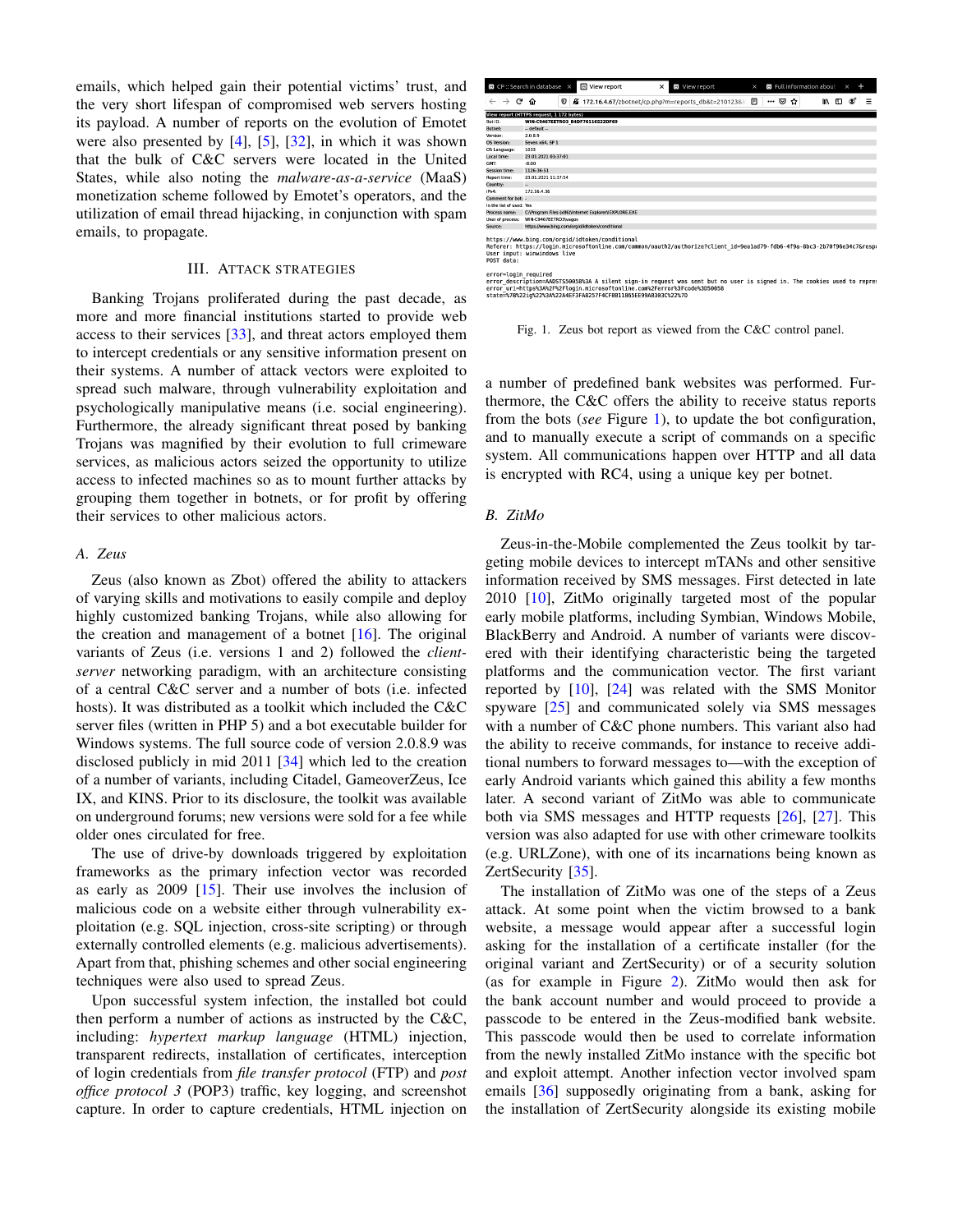emails, which helped gain their potential victims' trust, and the very short lifespan of compromised web servers hosting its payload. A number of reports on the evolution of Emotet were also presented by [4], [5], [32], in which it was shown that the bulk of C&C servers were located in the United States, while also noting the *malware-as-a-service* (MaaS) monetization scheme followed by Emotet's operators, and the utilization of email thread hijacking, in conjunction with spam emails, to propagate.

## III. Attack Strategies

Banking Trojans proliferated during the past decade, as more and more financial institutions started to provide web access to their services [33], and threat actors employed them to intercept credentials or any sensitive information present on their systems. A number of attack vectors were exploited to spread such malware, through vulnerability exploitation and psychologically manipulative means (i.e. social engineering). Furthermore, the already significant threat posed by banking Trojans was magnified by their evolution to full crimeware services, as malicious actors seized the opportunity to utilize access to infected machines so as to mount further attacks by grouping them together in botnets, or for profit by offering their services to other malicious actors.

### A. Zeus

Zeus (also known as Zbot) offered the ability to attackers of varying skills and motivations to easily compile and deploy highly customized banking Trojans, while also allowing for the creation and management of a botnet [16]. The original variants of Zeus (i.e. versions 1 and 2) followed the *client-server* networking paradigm, with an architecture consisting of a central C&C server and a number of bots (i.e. infected hosts). It was distributed as a toolkit which included the C&C server files (written in PHP 5) and a bot executable builder for Windows systems. The full source code of version 2.0.8.9 was disclosed publicly in mid 2011 [34] which led to the creation of a number of variants, including Citadel, GameoverZeus, Ice IX, and KINS. Prior to its disclosure, the toolkit was available on underground forums; new versions were sold for a fee while older ones circulated for free.

The use of drive-by downloads triggered by exploitation frameworks as the primary infection vector was recorded as early as 2009 [15]. Their use involves the inclusion of malicious code on a website either through vulnerability exploitation (e.g. SQL injection, cross-site scripting) or through externally controlled elements (e.g. malicious advertisements). Apart from that, phishing schemes and other social engineering techniques were also used to spread Zeus.

Upon successful system infection, the installed bot could then perform a number of actions as instructed by the C&C, including: *hypertext markup language* (HTML) injection, transparent redirects, installation of certificates, interception of login credentials from *file transfer protocol* (FTP) and *post office protocol 3* (POP3) traffic, key logging, and screenshot capture. In order to capture credentials, HTML injection on a number of predefined bank websites was performed. Furthermore, the C&C offers the ability to receive status reports from the bots (*see* Figure 1), to update the bot configuration, and to manually execute a script of commands on a specific system. All communications happen over HTTP and all data is encrypted with RC4, using a unique key per botnet.

Fig. 1. Zeus bot report as viewed from the C&C control panel.

### B. ZitMo

Zeus-in-the-Mobile complemented the Zeus toolkit by targeting mobile devices to intercept mTANs and other sensitive information received by SMS messages. First detected in late 2010 [10], ZitMo originally targeted most of the popular early mobile platforms, including Symbian, Windows Mobile, BlackBerry and Android. A number of variants were discovered with their identifying characteristic being the targeted platforms and the communication vector. The first variant reported by [10], [24] was related with the SMS Monitor spyware [25] and communicated solely via SMS messages with a number of C&C phone numbers. This variant also had the ability to receive commands, for instance to receive additional numbers to forward messages to—with the exception of early Android variants which gained this ability a few months later. A second variant of ZitMo was able to communicate both via SMS messages and HTTP requests [26], [27]. This version was also adapted for use with other crimeware toolkits (e.g. URLZone), with one of its incarnations being known as ZertSecurity [35].

The installation of ZitMo was one of the steps of a Zeus attack. At some point when the victim browsed to a bank website, a message would appear after a successful login asking for the installation of a certificate installer (for the original variant and ZertSecurity) or of a security solution (as for example in Figure 2). ZitMo would then ask for the bank account number and would proceed to provide a passcode to be entered in the Zeus-modified bank website. This passcode would then be used to correlate information from the newly installed ZitMo instance with the specific bot and exploit attempt. Another infection vector involved spam emails [36] supposedly originating from a bank, asking for the installation of ZertSecurity alongside its existing mobile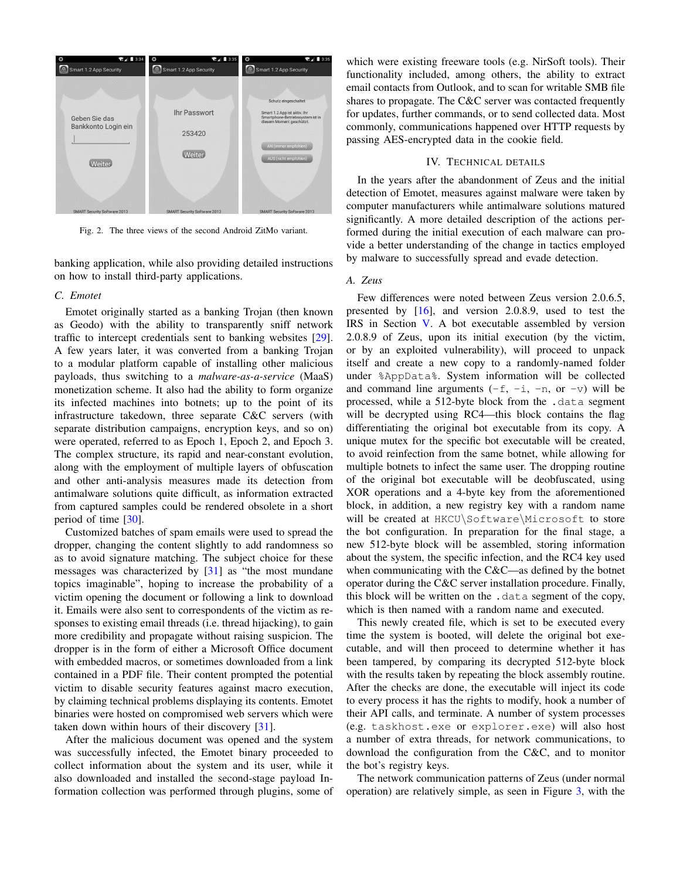Fig. 2. The three views of the second Android ZitMo variant.

banking application, while also providing detailed instructions on how to install third-party applications.

### C. Emotet

Emotet originally started as a banking Trojan (then known as Geodo) with the ability to transparently sniff network traffic to intercept credentials sent to banking websites [29]. A few years later, it was converted from a banking Trojan to a modular platform capable of installing other malicious payloads, thus switching to a *malware-as-a-service* (MaaS) monetization scheme. It also had the ability to form organize its infected machines into botnets; up to the point of its infrastructure takedown, three separate C&C servers (with separate distribution campaigns, encryption keys, and so on) were operated, referred to as Epoch 1, Epoch 2, and Epoch 3. The complex structure, its rapid and near-constant evolution, along with the employment of multiple layers of obfuscation and other anti-analysis measures made its detection from antimalware solutions quite difficult, as information extracted from captured samples could be rendered obsolete in a short period of time [30].

Customized batches of spam emails were used to spread the dropper, changing the content slightly to add randomness so as to avoid signature matching. The subject choice for these messages was characterized by [31] as "the most mundane topics imaginable", hoping to increase the probability of a victim opening the document or following a link to download it. Emails were also sent to correspondents of the victim as responses to existing email threads (i.e. thread hijacking), to gain more credibility and propagate without raising suspicion. The dropper is in the form of either a Microsoft Office document with embedded macros, or sometimes downloaded from a link contained in a PDF file. Their content prompted the potential victim to disable security features against macro execution, by claiming technical problems displaying its contents. Emotet binaries were hosted on compromised web servers which were taken down within hours of their discovery [31].

After the malicious document was opened and the system was successfully infected, the Emotet binary proceeded to collect information about the system and its user, while it also downloaded and installed the second-stage payload Information collection was performed through plugins, some of which were existing freeware tools (e.g. NirSoft tools). Their functionality included, among others, the ability to extract email contacts from Outlook, and to scan for writable SMB file shares to propagate. The C&C server was contacted frequently for updates, further commands, or to send collected data. Most commonly, communications happened over HTTP requests by passing AES-encrypted data in the cookie field.

## IV. Technical Details

In the years after the abandonment of Zeus and the initial detection of Emotet, measures against malware were taken by computer manufacturers while antimalware solutions matured significantly. A more detailed description of the actions performed during the initial execution of each malware can provide a better understanding of the change in tactics employed by malware to successfully spread and evade detection.

### A. Zeus

Few differences were noted between Zeus version 2.0.6.5, presented by [16], and version 2.0.8.9, used to test the IRS in Section V. A bot executable assembled by version 2.0.8.9 of Zeus, upon its initial execution (by the victim, or by an exploited vulnerability), will proceed to unpack itself and create a new copy to a randomly-named folder under `%AppData%`. System information will be collected and command line arguments (`-f`, `-i`, `-n`, or `-v`) will be processed, while a 512-byte block from the `.data` segment will be decrypted using RC4—this block contains the flag differentiating the original bot executable from its copy. A unique mutex for the specific bot executable will be created, to avoid reinfection from the same botnet, while allowing for multiple botnets to infect the same user. The dropping routine of the original bot executable will be deobfuscated, using XOR operations and a 4-byte key from the aforementioned block, in addition, a new registry key with a random name will be created at `HKCU\Software\Microsoft` to store the bot configuration. In preparation for the final stage, a new 512-byte block will be assembled, storing information about the system, the specific infection, and the RC4 key used when communicating with the C&C—as defined by the botnet operator during the C&C server installation procedure. Finally, this block will be written on the `.data` segment of the copy, which is then named with a random name and executed.

This newly created file, which is set to be executed every time the system is booted, will delete the original bot executable, and will then proceed to determine whether it has been tampered, by comparing its decrypted 512-byte block with the results taken by repeating the block assembly routine. After the checks are done, the executable will inject its code to every process it has the rights to modify, hook a number of their API calls, and terminate. A number of system processes (e.g. `taskhost.exe` or `explorer.exe`) will also host a number of extra threads, for network communications, to download the configuration from the C&C, and to monitor the bot's registry keys.

The network communication patterns of Zeus (under normal operation) are relatively simple, as seen in Figure 3, with the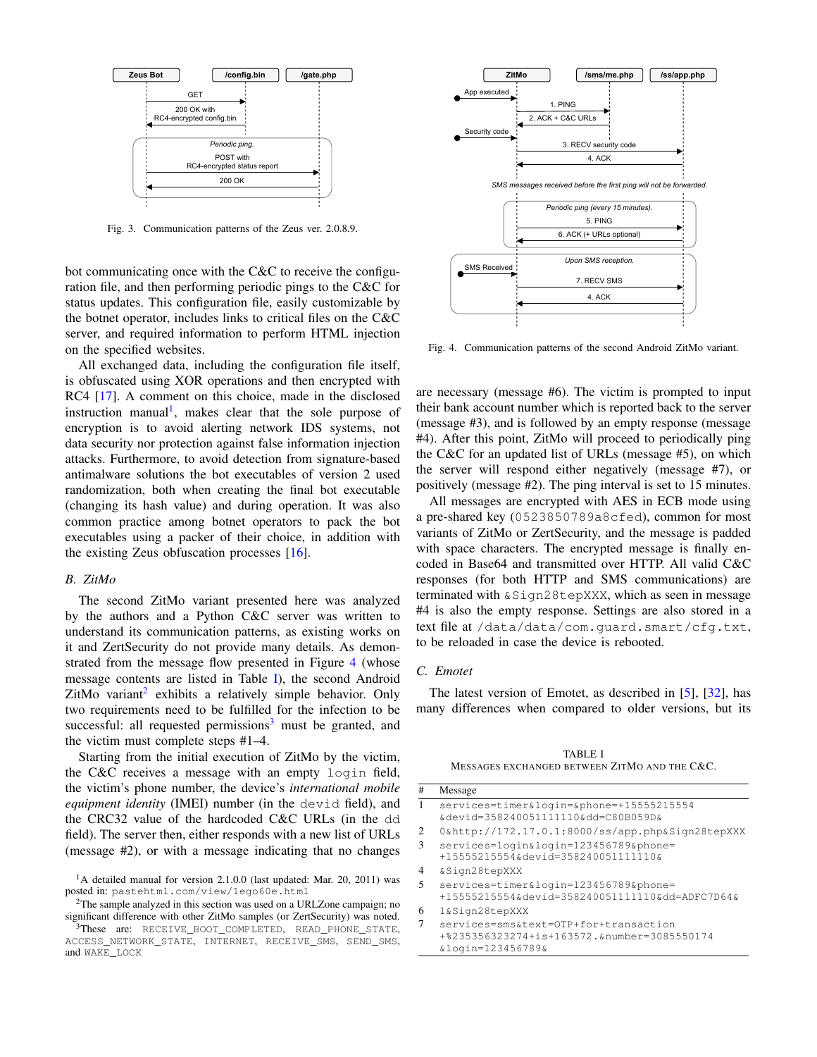Fig. 3. Communication patterns of the Zeus ver. 2.0.8.9.

bot communicating once with the C&C to receive the configuration file, and then performing periodic pings to the C&C for status updates. This configuration file, easily customizable by the botnet operator, includes links to critical files on the C&C server, and required information to perform HTML injection on the specified websites.

All exchanged data, including the configuration file itself, is obfuscated using XOR operations and then encrypted with RC4 [17]. A comment on this choice, made in the disclosed instruction manual[1], makes clear that the sole purpose of encryption is to avoid alerting network IDS systems, not data security nor protection against false information injection attacks. Furthermore, to avoid detection from signature-based antimalware solutions the bot executables of version 2 used randomization, both when creating the final bot executable (changing its hash value) and during operation. It was also common practice among botnet operators to pack the bot executables using a packer of their choice, in addition with the existing Zeus obfuscation processes [16].

### B. ZitMo

The second ZitMo variant presented here was analyzed by the authors and a Python C&C server was written to understand its communication patterns, as existing works on it and ZertSecurity do not provide many details. As demonstrated from the message flow presented in Figure 4 (whose message contents are listed in Table I), the second Android ZitMo variant[2] exhibits a relatively simple behavior. Only two requirements need to be fulfilled for the infection to be successful: all requested permissions[3] must be granted, and the victim must complete steps #1–4.

Starting from the initial execution of ZitMo by the victim, the C&C receives a message with an empty `login` field, the victim's phone number, the device's *international mobile equipment identity* (IMEI) number (in the `devid` field), and the CRC32 value of the hardcoded C&C URLs (in the `dd` field). The server then, either responds with a new list of URLs (message #2), or with a message indicating that no changes are necessary (message #6). The victim is prompted to input their bank account number which is reported back to the server (message #3), and is followed by an empty response (message #4). After this point, ZitMo will proceed to periodically ping the C&C for an updated list of URLs (message #5), on which the server will respond either negatively (message #7), or positively (message #2). The ping interval is set to 15 minutes.

All messages are encrypted with AES in ECB mode using a pre-shared key (`0523850789a8cfed`), common for most variants of ZitMo or ZertSecurity, and the message is padded with space characters. The encrypted message is finally encoded in Base64 and transmitted over HTTP. All valid C&C responses (for both HTTP and SMS communications) are terminated with `&Sign28tepXXX`, which as seen in message #4 is also the empty response. Settings are also stored in a text file at `/data/data/com.guard.smart/cfg.txt`, to be reloaded in case the device is rebooted.

Fig. 4. Communication patterns of the second Android ZitMo variant.

### C. Emotet

The latest version of Emotet, as described in [5], [32], has many differences when compared to older versions, but its

TABLE I
MESSAGES EXCHANGED BETWEEN ZITMO AND THE C&C.

| # | Message |
|---|---|
| 1 | `services=timer&login=&phone=+15555215554 &devid=358240051111110&dd=C80B059D&` |
| 2 | `0&http://172.17.0.1:8000/ss/app.php&Sign28tepXXX` |
| 3 | `services=login&login=123456789&phone= +15555215554&devid=358240051111110&` |
| 4 | `&Sign28tepXXX` |
| 5 | `services=timer&login=123456789&phone= +15555215554&devid=358240051111110&dd=ADFC7D64&` |
| 6 | `1&Sign28tepXXX` |
| 7 | `services=sms&text=OTP+for+transaction +%235356323274+is+163572.&number=3085550174 &login=123456789&` |

[1] A detailed manual for version 2.1.0.0 (last updated: Mar. 20, 2011) was posted in: `pastehtml.com/view/1ego60e.html`

[2] The sample analyzed in this section was used on a URLZone campaign; no significant difference with other ZitMo samples (or ZertSecurity) was noted.

[3] These are: `RECEIVE_BOOT_COMPLETED`, `READ_PHONE_STATE`, `ACCESS_NETWORK_STATE`, `INTERNET`, `RECEIVE_SMS`, `SEND_SMS`, and `WAKE_LOCK`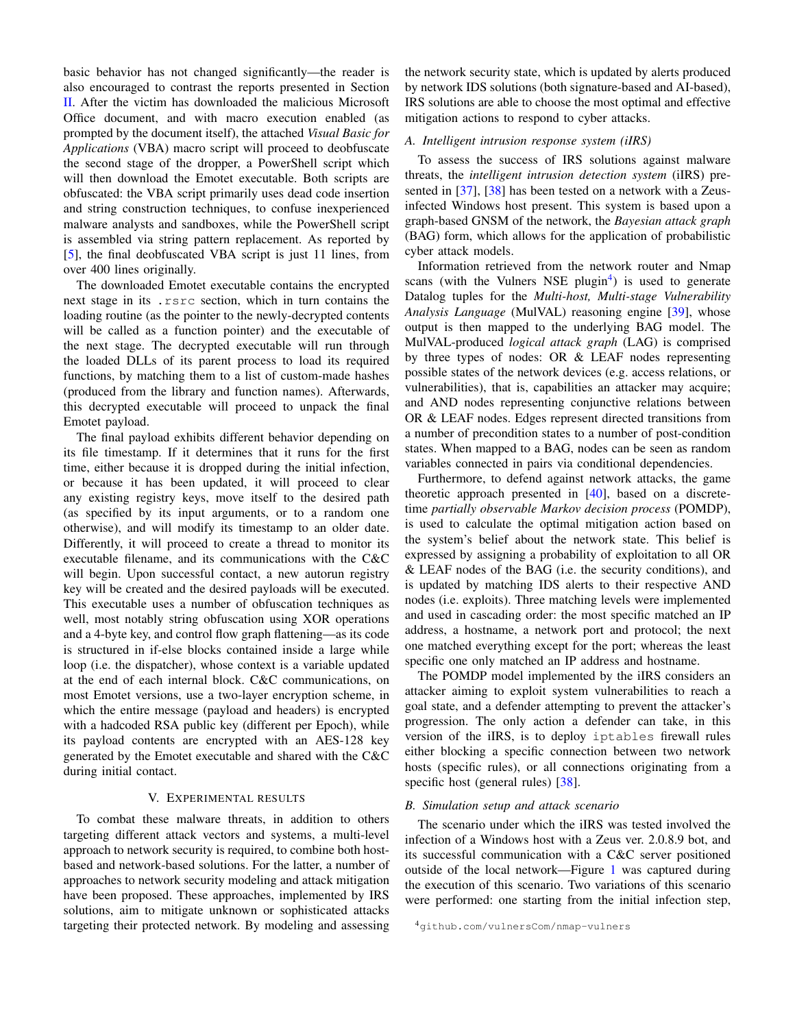basic behavior has not changed significantly—the reader is also encouraged to contrast the reports presented in Section II. After the victim has downloaded the malicious Microsoft Office document, and with macro execution enabled (as prompted by the document itself), the attached *Visual Basic for Applications* (VBA) macro script will proceed to deobfuscate the second stage of the dropper, a PowerShell script which will then download the Emotet executable. Both scripts are obfuscated: the VBA script primarily uses dead code insertion and string construction techniques, to confuse inexperienced malware analysts and sandboxes, while the PowerShell script is assembled via string pattern replacement. As reported by [5], the final deobfuscated VBA script is just 11 lines, from over 400 lines originally.

The downloaded Emotet executable contains the encrypted next stage in its `.rsrc` section, which in turn contains the loading routine (as the pointer to the newly-decrypted contents will be called as a function pointer) and the executable of the next stage. The decrypted executable will run through the loaded DLLs of its parent process to load its required functions, by matching them to a list of custom-made hashes (produced from the library and function names). Afterwards, this decrypted executable will proceed to unpack the final Emotet payload.

The final payload exhibits different behavior depending on its file timestamp. If it determines that it runs for the first time, either because it is dropped during the initial infection, or because it has been updated, it will proceed to clear any existing registry keys, move itself to the desired path (as specified by its input arguments, or to a random one otherwise), and will modify its timestamp to an older date. Differently, it will proceed to create a thread to monitor its executable filename, and its communications with the C&C will begin. Upon successful contact, a new autorun registry key will be created and the desired payloads will be executed. This executable uses a number of obfuscation techniques as well, most notably string obfuscation using XOR operations and a 4-byte key, and control flow graph flattening—as its code is structured in if-else blocks contained inside a large while loop (i.e. the dispatcher), whose context is a variable updated at the end of each internal block. C&C communications, on most Emotet versions, use a two-layer encryption scheme, in which the entire message (payload and headers) is encrypted with a hadcoded RSA public key (different per Epoch), while its payload contents are encrypted with an AES-128 key generated by the Emotet executable and shared with the C&C during initial contact.

## V. Experimental results

To combat these malware threats, in addition to others targeting different attack vectors and systems, a multi-level approach to network security is required, to combine both host-based and network-based solutions. For the latter, a number of approaches to network security modeling and attack mitigation have been proposed. These approaches, implemented by IRS solutions, aim to mitigate unknown or sophisticated attacks targeting their protected network. By modeling and assessing the network security state, which is updated by alerts produced by network IDS solutions (both signature-based and AI-based), IRS solutions are able to choose the most optimal and effective mitigation actions to respond to cyber attacks.

### A. Intelligent intrusion response system (iIRS)

To assess the success of IRS solutions against malware threats, the *intelligent intrusion detection system* (iIRS) presented in [37], [38] has been tested on a network with a Zeus-infected Windows host present. This system is based upon a graph-based GNSM of the network, the *Bayesian attack graph* (BAG) form, which allows for the application of probabilistic cyber attack models.

Information retrieved from the network router and Nmap scans (with the Vulners NSE plugin[4]) is used to generate Datalog tuples for the *Multi-host, Multi-stage Vulnerability Analysis Language* (MulVAL) reasoning engine [39], whose output is then mapped to the underlying BAG model. The MulVAL-produced *logical attack graph* (LAG) is comprised by three types of nodes: OR & LEAF nodes representing possible states of the network devices (e.g. access relations, or vulnerabilities), that is, capabilities an attacker may acquire; and AND nodes representing conjunctive relations between OR & LEAF nodes. Edges represent directed transitions from a number of precondition states to a number of post-condition states. When mapped to a BAG, nodes can be seen as random variables connected in pairs via conditional dependencies.

Furthermore, to defend against network attacks, the game theoretic approach presented in [40], based on a discrete-time *partially observable Markov decision process* (POMDP), is used to calculate the optimal mitigation action based on the system's belief about the network state. This belief is expressed by assigning a probability of exploitation to all OR & LEAF nodes of the BAG (i.e. the security conditions), and is updated by matching IDS alerts to their respective AND nodes (i.e. exploits). Three matching levels were implemented and used in cascading order: the most specific matched an IP address, a hostname, a network port and protocol; the next one matched everything except for the port; whereas the least specific one only matched an IP address and hostname.

The POMDP model implemented by the iIRS considers an attacker aiming to exploit system vulnerabilities to reach a goal state, and a defender attempting to prevent the attacker's progression. The only action a defender can take, in this version of the iIRS, is to deploy `iptables` firewall rules either blocking a specific connection between two network hosts (specific rules), or all connections originating from a specific host (general rules) [38].

### B. Simulation setup and attack scenario

The scenario under which the iIRS was tested involved the infection of a Windows host with a Zeus ver. 2.0.8.9 bot, and its successful communication with a C&C server positioned outside of the local network—Figure 1 was captured during the execution of this scenario. Two variations of this scenario were performed: one starting from the initial infection step,

[4] github.com/vulnersCom/nmap-vulners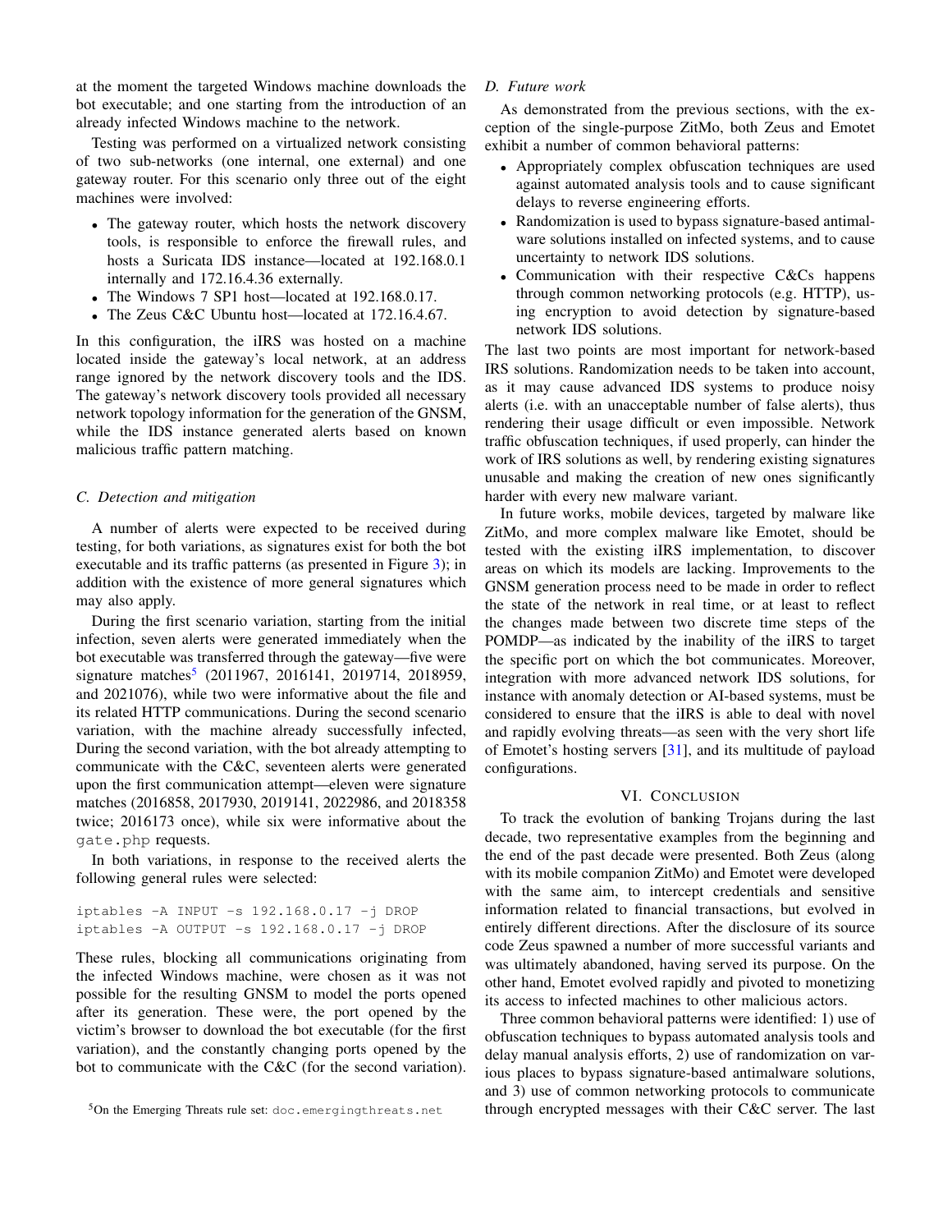at the moment the targeted Windows machine downloads the bot executable; and one starting from the introduction of an already infected Windows machine to the network.

Testing was performed on a virtualized network consisting of two sub-networks (one internal, one external) and one gateway router. For this scenario only three out of the eight machines were involved:

- The gateway router, which hosts the network discovery tools, is responsible to enforce the firewall rules, and hosts a Suricata IDS instance—located at 192.168.0.1 internally and 172.16.4.36 externally.
- The Windows 7 SP1 host—located at 192.168.0.17.
- The Zeus C&C Ubuntu host—located at 172.16.4.67.

In this configuration, the iIRS was hosted on a machine located inside the gateway's local network, at an address range ignored by the network discovery tools and the IDS. The gateway's network discovery tools provided all necessary network topology information for the generation of the GNSM, while the IDS instance generated alerts based on known malicious traffic pattern matching.

### C. Detection and mitigation

A number of alerts were expected to be received during testing, for both variations, as signatures exist for both the bot executable and its traffic patterns (as presented in Figure 3); in addition with the existence of more general signatures which may also apply.

During the first scenario variation, starting from the initial infection, seven alerts were generated immediately when the bot executable was transferred through the gateway—five were signature matches[5] (2011967, 2016141, 2019714, 2018959, and 2021076), while two were informative about the file and its related HTTP communications. During the second scenario variation, with the machine already successfully infected, During the second variation, with the bot already attempting to communicate with the C&C, seventeen alerts were generated upon the first communication attempt—eleven were signature matches (2016858, 2017930, 2019141, 2022986, and 2018358 twice; 2016173 once), while six were informative about the `gate.php` requests.

In both variations, in response to the received alerts the following general rules were selected:

```
iptables -A INPUT -s 192.168.0.17 -j DROP
iptables -A OUTPUT -s 192.168.0.17 -j DROP
```

These rules, blocking all communications originating from the infected Windows machine, were chosen as it was not possible for the resulting GNSM to model the ports opened after its generation. These were, the port opened by the victim's browser to download the bot executable (for the first variation), and the constantly changing ports opened by the bot to communicate with the C&C (for the second variation).

[5]On the Emerging Threats rule set: doc.emergingthreats.net

### D. Future work

As demonstrated from the previous sections, with the exception of the single-purpose ZitMo, both Zeus and Emotet exhibit a number of common behavioral patterns:

- Appropriately complex obfuscation techniques are used against automated analysis tools and to cause significant delays to reverse engineering efforts.
- Randomization is used to bypass signature-based antimalware solutions installed on infected systems, and to cause uncertainty to network IDS solutions.
- Communication with their respective C&Cs happens through common networking protocols (e.g. HTTP), using encryption to avoid detection by signature-based network IDS solutions.

The last two points are most important for network-based IRS solutions. Randomization needs to be taken into account, as it may cause advanced IDS systems to produce noisy alerts (i.e. with an unacceptable number of false alerts), thus rendering their usage difficult or even impossible. Network traffic obfuscation techniques, if used properly, can hinder the work of IRS solutions as well, by rendering existing signatures unusable and making the creation of new ones significantly harder with every new malware variant.

In future works, mobile devices, targeted by malware like ZitMo, and more complex malware like Emotet, should be tested with the existing iIRS implementation, to discover areas on which its models are lacking. Improvements to the GNSM generation process need to be made in order to reflect the state of the network in real time, or at least to reflect the changes made between two discrete time steps of the POMDP—as indicated by the inability of the iIRS to target the specific port on which the bot communicates. Moreover, integration with more advanced network IDS solutions, for instance with anomaly detection or AI-based systems, must be considered to ensure that the iIRS is able to deal with novel and rapidly evolving threats—as seen with the very short life of Emotet's hosting servers [31], and its multitude of payload configurations.

## VI. Conclusion

To track the evolution of banking Trojans during the last decade, two representative examples from the beginning and the end of the past decade were presented. Both Zeus (along with its mobile companion ZitMo) and Emotet were developed with the same aim, to intercept credentials and sensitive information related to financial transactions, but evolved in entirely different directions. After the disclosure of its source code Zeus spawned a number of more successful variants and was ultimately abandoned, having served its purpose. On the other hand, Emotet evolved rapidly and pivoted to monetizing its access to infected machines to other malicious actors.

Three common behavioral patterns were identified: 1) use of obfuscation techniques to bypass automated analysis tools and delay manual analysis efforts, 2) use of randomization on various places to bypass signature-based antimalware solutions, and 3) use of common networking protocols to communicate through encrypted messages with their C&C server. The last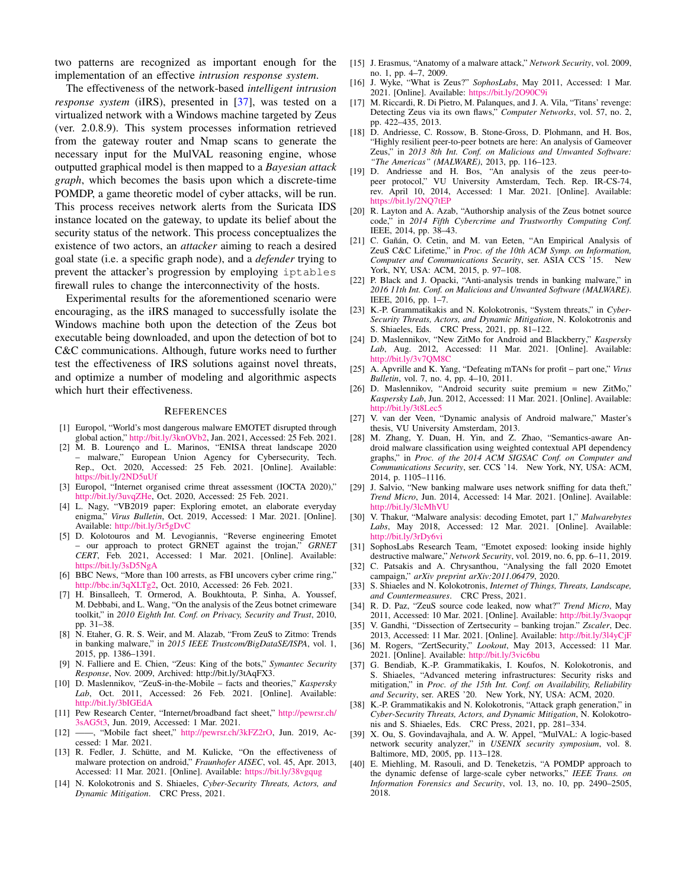two patterns are recognized as important enough for the implementation of an effective *intrusion response system*.

The effectiveness of the network-based *intelligent intrusion response system* (iIRS), presented in [37], was tested on a virtualized network with a Windows machine targeted by Zeus (ver. 2.0.8.9). This system processes information retrieved from the gateway router and Nmap scans to generate the necessary input for the MulVAL reasoning engine, whose outputted graphical model is then mapped to a *Bayesian attack graph*, which becomes the basis upon which a discrete-time POMDP, a game theoretic model of cyber attacks, will be run. This process receives network alerts from the Suricata IDS instance located on the gateway, to update its belief about the security status of the network. This process conceptualizes the existence of two actors, an *attacker* aiming to reach a desired goal state (i.e. a specific graph node), and a *defender* trying to prevent the attacker's progression by employing `iptables` firewall rules to change the interconnectivity of the hosts.

Experimental results for the aforementioned scenario were encouraging, as the iIRS managed to successfully isolate the Windows machine both upon the detection of the Zeus bot executable being downloaded, and upon the detection of bot to C&C communications. Although, future works need to further test the effectiveness of IRS solutions against novel threats, and optimize a number of modeling and algorithmic aspects which hurt their effectiveness.

## References

[1] Europol, "World's most dangerous malware EMOTET disrupted through global action," http://bit.ly/3knOVb2, Jan. 2021, Accessed: 25 Feb. 2021.

[2] M. B. Lourenço and L. Marinos, "ENISA threat landscape 2020 – malware," European Union Agency for Cybersecurity, Tech. Rep., Oct. 2020, Accessed: 25 Feb. 2021. [Online]. Available: https://bit.ly/2ND5uUf

[3] Europol, "Internet organised crime threat assessment (IOCTA 2020)," http://bit.ly/3uvqZHe, Oct. 2020, Accessed: 25 Feb. 2021.

[4] L. Nagy, "VB2019 paper: Exploring emotet, an elaborate everyday enigma," *Virus Bulletin*, Oct. 2019, Accessed: 1 Mar. 2021. [Online]. Available: http://bit.ly/3r5gDvC

[5] D. Kolotouros and M. Levogiannis, "Reverse engineering Emotet – our approach to protect GRNET against the trojan," *GRNET CERT*, Feb. 2021, Accessed: 1 Mar. 2021. [Online]. Available: https://bit.ly/3sD5NgA

[6] BBC News, "More than 100 arrests, as FBI uncovers cyber crime ring," http://bbc.in/3qXLTg2, Oct. 2010, Accessed: 26 Feb. 2021.

[7] H. Binsalleeh, T. Ormerod, A. Boukhtouta, P. Sinha, A. Youssef, M. Debbabi, and L. Wang, "On the analysis of the Zeus botnet crimeware toolkit," in *2010 Eighth Int. Conf. on Privacy, Security and Trust*, 2010, pp. 31–38.

[8] N. Etaher, G. R. S. Weir, and M. Alazab, "From ZeuS to Zitmo: Trends in banking malware," in *2015 IEEE Trustcom/BigDataSE/ISPA*, vol. 1, 2015, pp. 1386–1391.

[9] N. Falliere and E. Chien, "Zeus: King of the bots," *Symantec Security Response*, Nov. 2009, Archived: http://bit.ly/3tAqFX3.

[10] D. Maslennikov, "ZeuS-in-the-Mobile – facts and theories," *Kaspersky Lab*, Oct. 2011, Accessed: 26 Feb. 2021. [Online]. Available: http://bit.ly/3bIGEdA

[11] Pew Research Center, "Internet/broadband fact sheet," http://pewrsr.ch/3sAG5t3, Jun. 2019, Accessed: 1 Mar. 2021.

[12] ——, "Mobile fact sheet," http://pewrsr.ch/3kFZ2rO, Jun. 2019, Accessed: 1 Mar. 2021.

[13] R. Fedler, J. Schütte, and M. Kulicke, "On the effectiveness of malware protection on android," *Fraunhofer AISEC*, vol. 45, Apr. 2013, Accessed: 11 Mar. 2021. [Online]. Available: https://bit.ly/38vgqug

[14] N. Kolokotronis and S. Shiaeles, *Cyber-Security Threats, Actors, and Dynamic Mitigation*. CRC Press, 2021.

[15] J. Erasmus, "Anatomy of a malware attack," *Network Security*, vol. 2009, no. 1, pp. 4–7, 2009.

[16] J. Wyke, "What is Zeus?" *SophosLabs*, May 2011, Accessed: 1 Mar. 2021. [Online]. Available: https://bit.ly/2O90C9i

[17] M. Riccardi, R. Di Pietro, M. Palanques, and J. A. Vila, "Titans' revenge: Detecting Zeus via its own flaws," *Computer Networks*, vol. 57, no. 2, pp. 422–435, 2013.

[18] D. Andriesse, C. Rossow, B. Stone-Gross, D. Plohmann, and H. Bos, "Highly resilient peer-to-peer botnets are here: An analysis of Gameover Zeus," in *2013 8th Int. Conf. on Malicious and Unwanted Software: "The Americas" (MALWARE)*, 2013, pp. 116–123.

[19] D. Andriesse and H. Bos, "An analysis of the zeus peer-to-peer protocol," VU University Amsterdam, Tech. Rep. IR-CS-74, rev. April 10, 2014, Accessed: 1 Mar. 2021. [Online]. Available: https://bit.ly/2NQ7tEP

[20] R. Layton and A. Azab, "Authorship analysis of the Zeus botnet source code," in *2014 Fifth Cybercrime and Trustworthy Computing Conf.* IEEE, 2014, pp. 38–43.

[21] C. Gañán, O. Cetin, and M. van Eeten, "An Empirical Analysis of ZeuS C&C Lifetime," in *Proc. of the 10th ACM Symp. on Information, Computer and Communications Security*, ser. ASIA CCS '15. New York, NY, USA: ACM, 2015, p. 97–108.

[22] P. Black and J. Opacki, "Anti-analysis trends in banking malware," in *2016 11th Int. Conf. on Malicious and Unwanted Software (MALWARE)*. IEEE, 2016, pp. 1–7.

[23] K.-P. Grammatikakis and N. Kolokotronis, "System threats," in *Cyber-Security Threats, Actors, and Dynamic Mitigation*, N. Kolokotronis and S. Shiaeles, Eds. CRC Press, 2021, pp. 81–122.

[24] D. Maslennikov, "New ZitMo for Android and Blackberry," *Kaspersky Lab*, Aug. 2012, Accessed: 11 Mar. 2021. [Online]. Available: http://bit.ly/3v7QM8C

[25] A. Apvrille and K. Yang, "Defeating mTANs for profit – part one," *Virus Bulletin*, vol. 7, no. 4, pp. 4–10, 2011.

[26] D. Maslennikov, "Android security suite premium = new ZitMo," *Kaspersky Lab*, Jun. 2012, Accessed: 11 Mar. 2021. [Online]. Available: http://bit.ly/3t8Lec5

[27] V. van der Veen, "Dynamic analysis of Android malware," Master's thesis, VU University Amsterdam, 2013.

[28] M. Zhang, Y. Duan, H. Yin, and Z. Zhao, "Semantics-aware Android malware classification using weighted contextual API dependency graphs," in *Proc. of the 2014 ACM SIGSAC Conf. on Computer and Communications Security*, ser. CCS '14. New York, NY, USA: ACM, 2014, p. 1105–1116.

[29] J. Salvio, "New banking malware uses network sniffing for data theft," *Trend Micro*, Jun. 2014, Accessed: 14 Mar. 2021. [Online]. Available: http://bit.ly/3lcMhVU

[30] V. Thakur, "Malware analysis: decoding Emotet, part 1," *Malwarebytes Labs*, May 2018, Accessed: 12 Mar. 2021. [Online]. Available: http://bit.ly/3rDy6vi

[31] SophosLabs Research Team, "Emotet exposed: looking inside highly destructive malware," *Network Security*, vol. 2019, no. 6, pp. 6–11, 2019.

[32] C. Patsakis and A. Chrysanthou, "Analysing the fall 2020 Emotet campaign," *arXiv preprint arXiv:2011.06479*, 2020.

[33] S. Shiaeles and N. Kolokotronis, *Internet of Things, Threats, Landscape, and Countermeasures*. CRC Press, 2021.

[34] R. D. Paz, "ZeuS source code leaked, now what?" *Trend Micro*, May 2011, Accessed: 10 Mar. 2021. [Online]. Available: http://bit.ly/3vaopqr

[35] V. Gandhi, "Dissection of Zertsecurity – banking trojan." *Zscaler*, Dec. 2013, Accessed: 11 Mar. 2021. [Online]. Available: http://bit.ly/3l4yCjF

[36] M. Rogers, "ZertSecurity," *Lookout*, May 2013, Accessed: 11 Mar. 2021. [Online]. Available: http://bit.ly/3vic6bu

[37] G. Bendiab, K.-P. Grammatikakis, I. Koufos, N. Kolokotronis, and S. Shiaeles, "Advanced metering infrastructures: Security risks and mitigation," in *Proc. of the 15th Int. Conf. on Availability, Reliability and Security*, ser. ARES '20. New York, NY, USA: ACM, 2020.

[38] K.-P. Grammatikakis and N. Kolokotronis, "Attack graph generation," in *Cyber-Security Threats, Actors, and Dynamic Mitigation*, N. Kolokotronis and S. Shiaeles, Eds. CRC Press, 2021, pp. 281–334.

[39] X. Ou, S. Govindavajhala, and A. W. Appel, "MulVAL: A logic-based network security analyzer," in *USENIX security symposium*, vol. 8. Baltimore, MD, 2005, pp. 113–128.

[40] E. Miehling, M. Rasouli, and D. Teneketzis, "A POMDP approach to the dynamic defense of large-scale cyber networks," *IEEE Trans. on Information Forensics and Security*, vol. 13, no. 10, pp. 2490–2505, 2018.